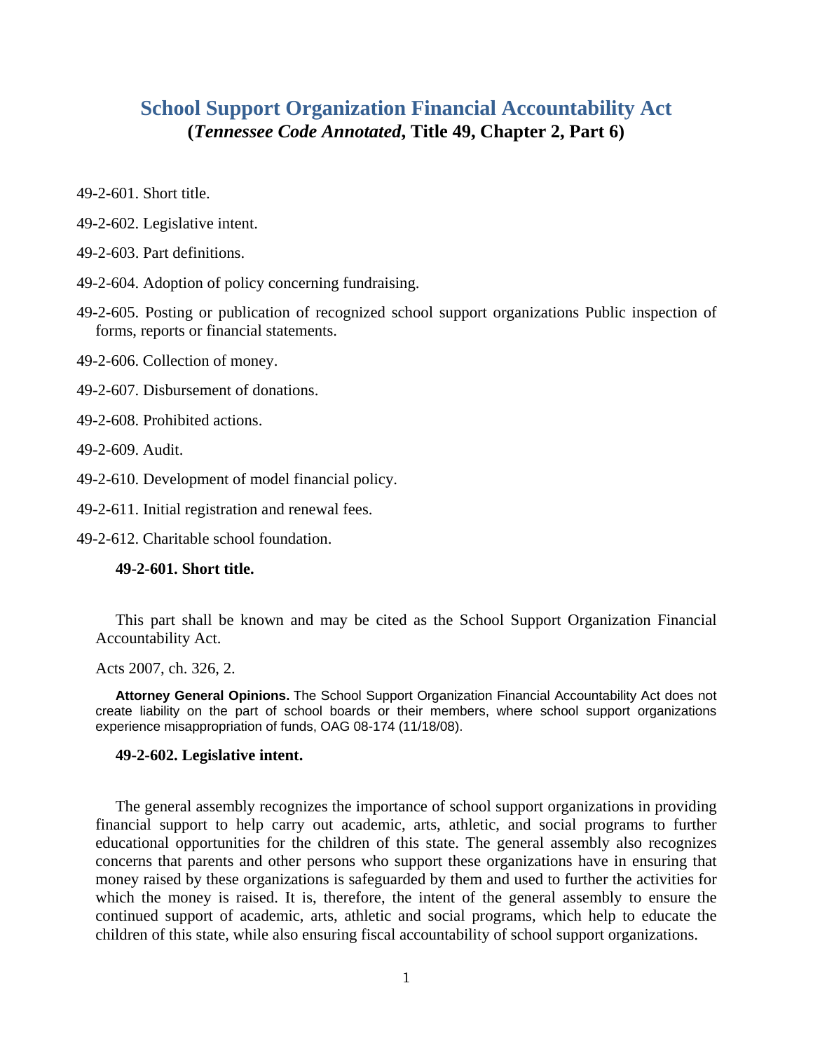# School Support Organization Financial Accountability Act

**(*Tennessee Code Annotated*, Title 49, Chapter 2, Part 6)**

49-2-601. Short title.

49-2-602. Legislative intent.

49-2-603. Part definitions.

49-2-604. Adoption of policy concerning fundraising.

49-2-605. Posting or publication of recognized school support organizations Public inspection of forms, reports or financial statements.

49-2-606. Collection of money.

49-2-607. Disbursement of donations.

49-2-608. Prohibited actions.

49-2-609. Audit.

49-2-610. Development of model financial policy.

49-2-611. Initial registration and renewal fees.

49-2-612. Charitable school foundation.

### 49-2-601. Short title.

This part shall be known and may be cited as the School Support Organization Financial Accountability Act.

Acts 2007, ch. 326, 2.

**Attorney General Opinions.** The School Support Organization Financial Accountability Act does not create liability on the part of school boards or their members, where school support organizations experience misappropriation of funds, OAG 08-174 (11/18/08).

### 49-2-602. Legislative intent.

The general assembly recognizes the importance of school support organizations in providing financial support to help carry out academic, arts, athletic, and social programs to further educational opportunities for the children of this state. The general assembly also recognizes concerns that parents and other persons who support these organizations have in ensuring that money raised by these organizations is safeguarded by them and used to further the activities for which the money is raised. It is, therefore, the intent of the general assembly to ensure the continued support of academic, arts, athletic and social programs, which help to educate the children of this state, while also ensuring fiscal accountability of school support organizations.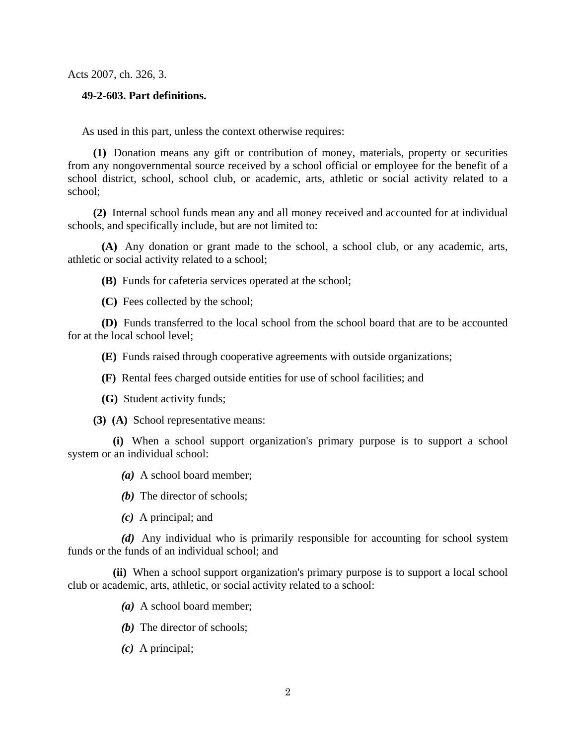Acts 2007, ch. 326, 3.

**49-2-603. Part definitions.**

As used in this part, unless the context otherwise requires:

**(1)** Donation means any gift or contribution of money, materials, property or securities from any nongovernmental source received by a school official or employee for the benefit of a school district, school, school club, or academic, arts, athletic or social activity related to a school;

**(2)** Internal school funds mean any and all money received and accounted for at individual schools, and specifically include, but are not limited to:

**(A)** Any donation or grant made to the school, a school club, or any academic, arts, athletic or social activity related to a school;

**(B)** Funds for cafeteria services operated at the school;

**(C)** Fees collected by the school;

**(D)** Funds transferred to the local school from the school board that are to be accounted for at the local school level;

**(E)** Funds raised through cooperative agreements with outside organizations;

**(F)** Rental fees charged outside entities for use of school facilities; and

**(G)** Student activity funds;

**(3)** **(A)** School representative means:

**(i)** When a school support organization's primary purpose is to support a school system or an individual school:

***(a)*** A school board member;

***(b)*** The director of schools;

***(c)*** A principal; and

***(d)*** Any individual who is primarily responsible for accounting for school system funds or the funds of an individual school; and

**(ii)** When a school support organization's primary purpose is to support a local school club or academic, arts, athletic, or social activity related to a school:

***(a)*** A school board member;

***(b)*** The director of schools;

***(c)*** A principal;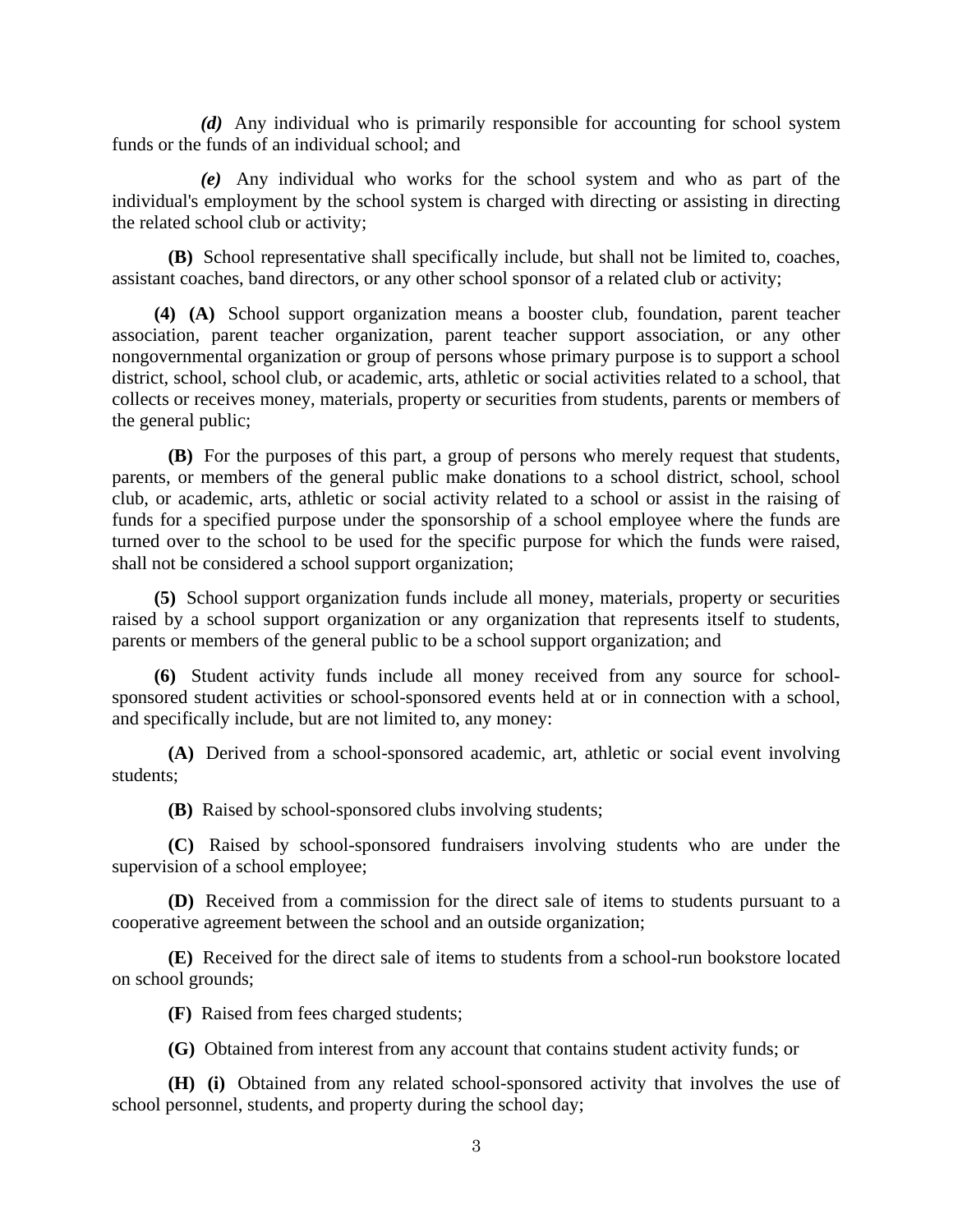*(d)* Any individual who is primarily responsible for accounting for school system funds or the funds of an individual school; and

*(e)* Any individual who works for the school system and who as part of the individual's employment by the school system is charged with directing or assisting in directing the related school club or activity;

**(B)** School representative shall specifically include, but shall not be limited to, coaches, assistant coaches, band directors, or any other school sponsor of a related club or activity;

**(4) (A)** School support organization means a booster club, foundation, parent teacher association, parent teacher organization, parent teacher support association, or any other nongovernmental organization or group of persons whose primary purpose is to support a school district, school, school club, or academic, arts, athletic or social activities related to a school, that collects or receives money, materials, property or securities from students, parents or members of the general public;

**(B)** For the purposes of this part, a group of persons who merely request that students, parents, or members of the general public make donations to a school district, school, school club, or academic, arts, athletic or social activity related to a school or assist in the raising of funds for a specified purpose under the sponsorship of a school employee where the funds are turned over to the school to be used for the specific purpose for which the funds were raised, shall not be considered a school support organization;

**(5)** School support organization funds include all money, materials, property or securities raised by a school support organization or any organization that represents itself to students, parents or members of the general public to be a school support organization; and

**(6)** Student activity funds include all money received from any source for school-sponsored student activities or school-sponsored events held at or in connection with a school, and specifically include, but are not limited to, any money:

**(A)** Derived from a school-sponsored academic, art, athletic or social event involving students;

**(B)** Raised by school-sponsored clubs involving students;

**(C)** Raised by school-sponsored fundraisers involving students who are under the supervision of a school employee;

**(D)** Received from a commission for the direct sale of items to students pursuant to a cooperative agreement between the school and an outside organization;

**(E)** Received for the direct sale of items to students from a school-run bookstore located on school grounds;

**(F)** Raised from fees charged students;

**(G)** Obtained from interest from any account that contains student activity funds; or

**(H) (i)** Obtained from any related school-sponsored activity that involves the use of school personnel, students, and property during the school day;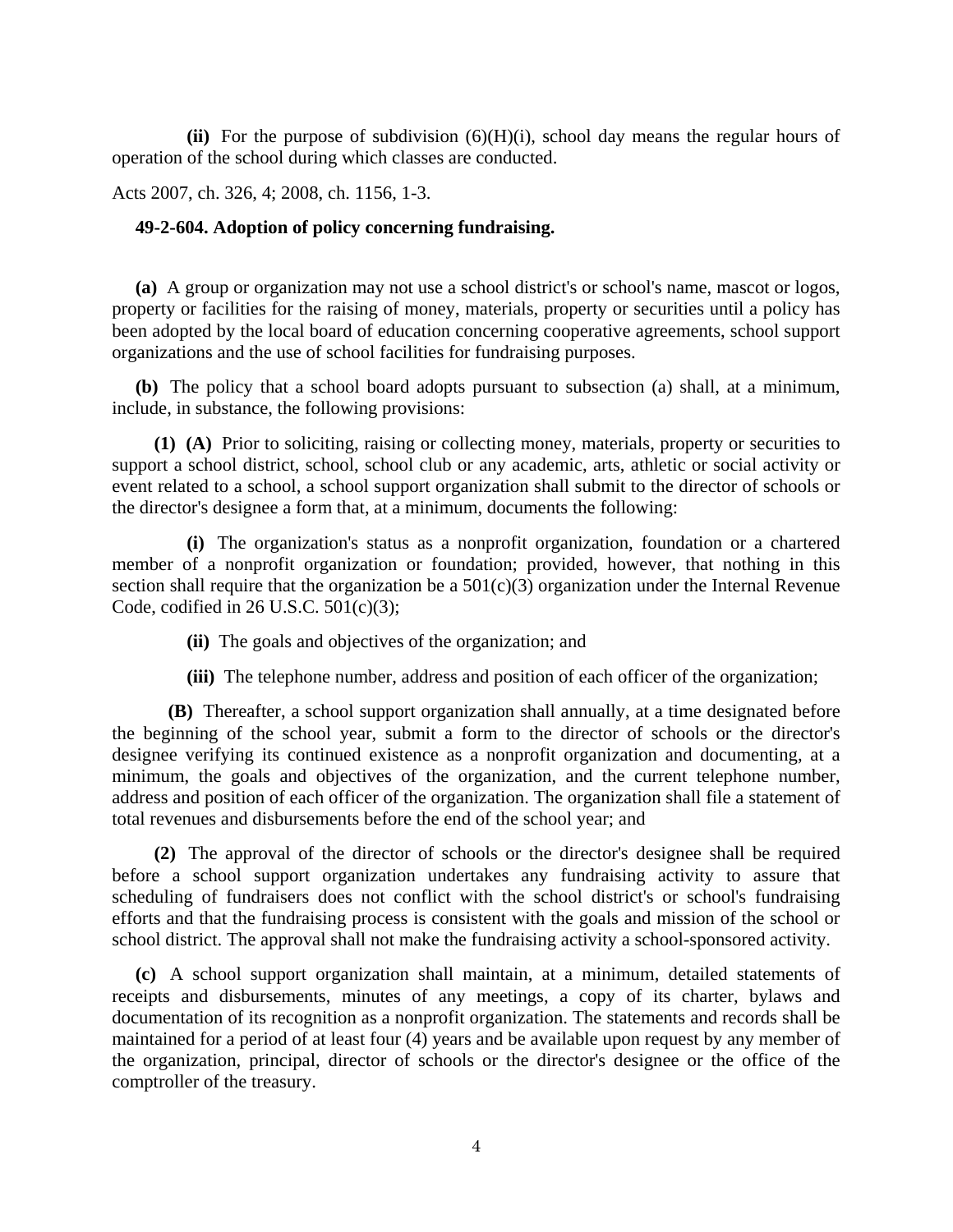**(ii)** For the purpose of subdivision (6)(H)(i), school day means the regular hours of operation of the school during which classes are conducted.

Acts 2007, ch. 326, 4; 2008, ch. 1156, 1-3.

### 49-2-604. Adoption of policy concerning fundraising.

**(a)** A group or organization may not use a school district's or school's name, mascot or logos, property or facilities for the raising of money, materials, property or securities until a policy has been adopted by the local board of education concerning cooperative agreements, school support organizations and the use of school facilities for fundraising purposes.

**(b)** The policy that a school board adopts pursuant to subsection (a) shall, at a minimum, include, in substance, the following provisions:

**(1) (A)** Prior to soliciting, raising or collecting money, materials, property or securities to support a school district, school, school club or any academic, arts, athletic or social activity or event related to a school, a school support organization shall submit to the director of schools or the director's designee a form that, at a minimum, documents the following:

**(i)** The organization's status as a nonprofit organization, foundation or a chartered member of a nonprofit organization or foundation; provided, however, that nothing in this section shall require that the organization be a 501(c)(3) organization under the Internal Revenue Code, codified in 26 U.S.C. 501(c)(3);

**(ii)** The goals and objectives of the organization; and

**(iii)** The telephone number, address and position of each officer of the organization;

**(B)** Thereafter, a school support organization shall annually, at a time designated before the beginning of the school year, submit a form to the director of schools or the director's designee verifying its continued existence as a nonprofit organization and documenting, at a minimum, the goals and objectives of the organization, and the current telephone number, address and position of each officer of the organization. The organization shall file a statement of total revenues and disbursements before the end of the school year; and

**(2)** The approval of the director of schools or the director's designee shall be required before a school support organization undertakes any fundraising activity to assure that scheduling of fundraisers does not conflict with the school district's or school's fundraising efforts and that the fundraising process is consistent with the goals and mission of the school or school district. The approval shall not make the fundraising activity a school-sponsored activity.

**(c)** A school support organization shall maintain, at a minimum, detailed statements of receipts and disbursements, minutes of any meetings, a copy of its charter, bylaws and documentation of its recognition as a nonprofit organization. The statements and records shall be maintained for a period of at least four (4) years and be available upon request by any member of the organization, principal, director of schools or the director's designee or the office of the comptroller of the treasury.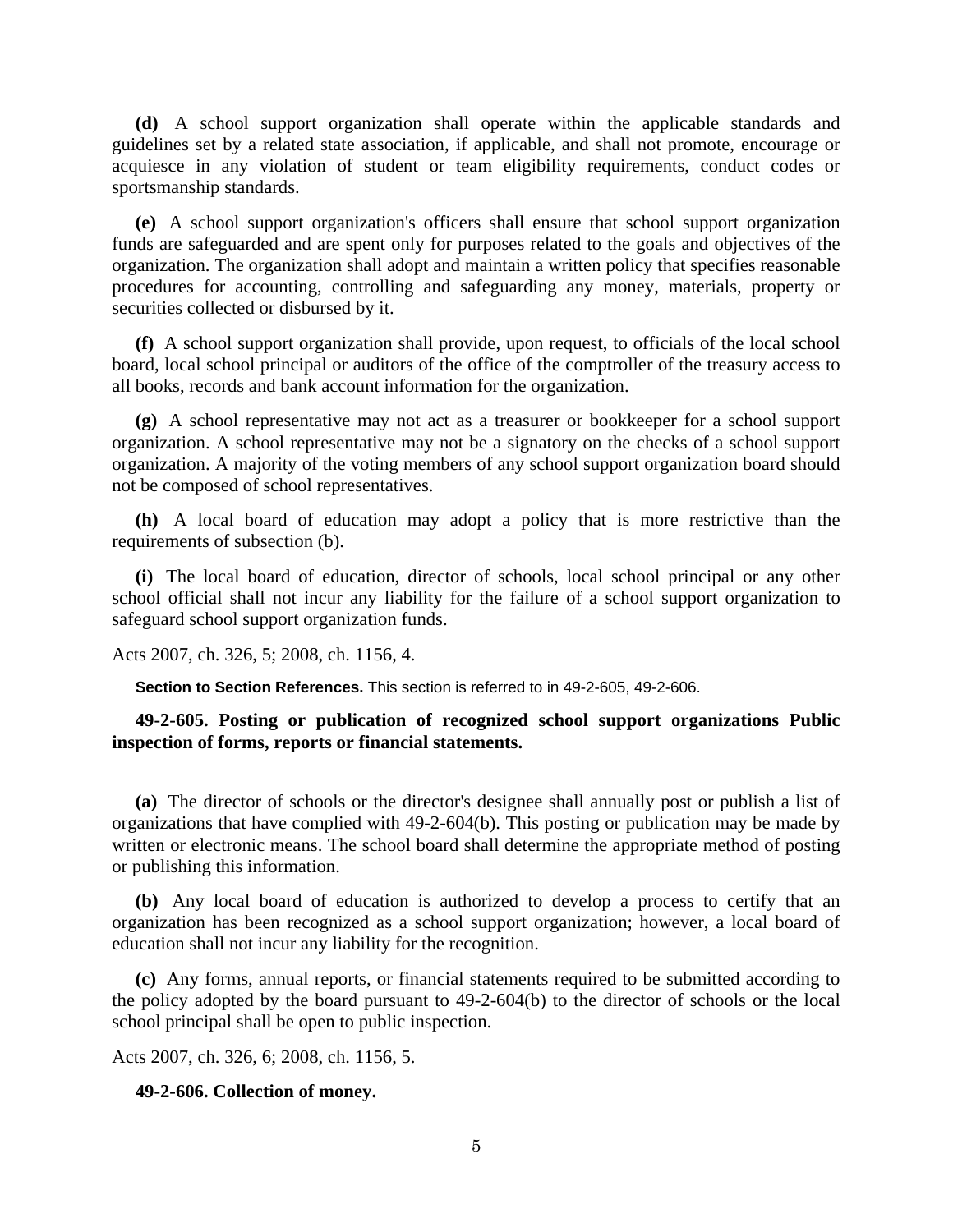**(d)** A school support organization shall operate within the applicable standards and guidelines set by a related state association, if applicable, and shall not promote, encourage or acquiesce in any violation of student or team eligibility requirements, conduct codes or sportsmanship standards.

**(e)** A school support organization's officers shall ensure that school support organization funds are safeguarded and are spent only for purposes related to the goals and objectives of the organization. The organization shall adopt and maintain a written policy that specifies reasonable procedures for accounting, controlling and safeguarding any money, materials, property or securities collected or disbursed by it.

**(f)** A school support organization shall provide, upon request, to officials of the local school board, local school principal or auditors of the office of the comptroller of the treasury access to all books, records and bank account information for the organization.

**(g)** A school representative may not act as a treasurer or bookkeeper for a school support organization. A school representative may not be a signatory on the checks of a school support organization. A majority of the voting members of any school support organization board should not be composed of school representatives.

**(h)** A local board of education may adopt a policy that is more restrictive than the requirements of subsection (b).

**(i)** The local board of education, director of schools, local school principal or any other school official shall not incur any liability for the failure of a school support organization to safeguard school support organization funds.

Acts 2007, ch. 326, 5; 2008, ch. 1156, 4.

**Section to Section References.** This section is referred to in 49-2-605, 49-2-606.

**49-2-605. Posting or publication of recognized school support organizations Public inspection of forms, reports or financial statements.**

**(a)** The director of schools or the director's designee shall annually post or publish a list of organizations that have complied with 49-2-604(b). This posting or publication may be made by written or electronic means. The school board shall determine the appropriate method of posting or publishing this information.

**(b)** Any local board of education is authorized to develop a process to certify that an organization has been recognized as a school support organization; however, a local board of education shall not incur any liability for the recognition.

**(c)** Any forms, annual reports, or financial statements required to be submitted according to the policy adopted by the board pursuant to 49-2-604(b) to the director of schools or the local school principal shall be open to public inspection.

Acts 2007, ch. 326, 6; 2008, ch. 1156, 5.

**49-2-606. Collection of money.**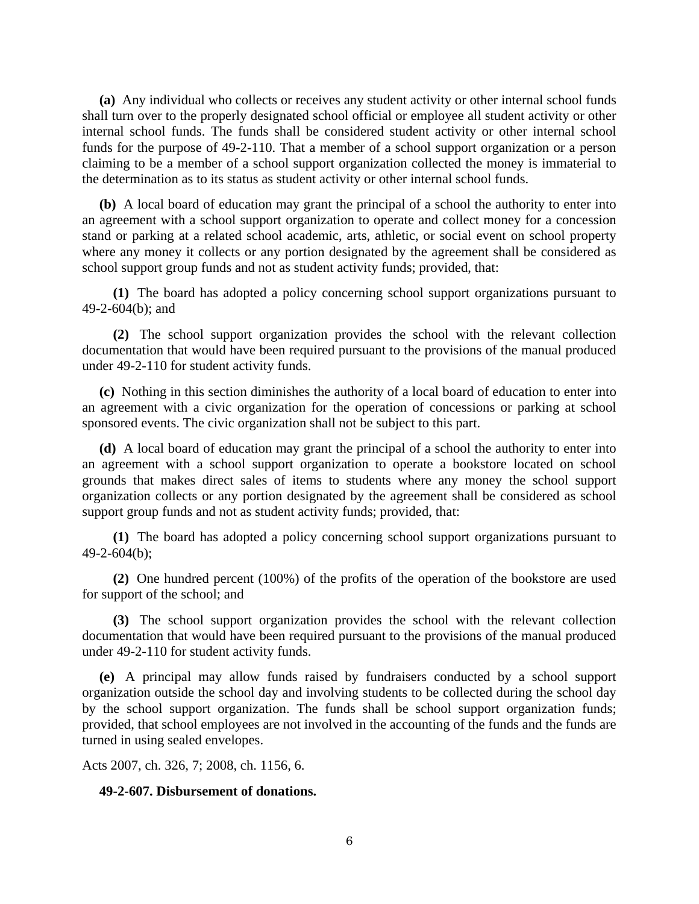**(a)** Any individual who collects or receives any student activity or other internal school funds shall turn over to the properly designated school official or employee all student activity or other internal school funds. The funds shall be considered student activity or other internal school funds for the purpose of 49-2-110. That a member of a school support organization or a person claiming to be a member of a school support organization collected the money is immaterial to the determination as to its status as student activity or other internal school funds.

**(b)** A local board of education may grant the principal of a school the authority to enter into an agreement with a school support organization to operate and collect money for a concession stand or parking at a related school academic, arts, athletic, or social event on school property where any money it collects or any portion designated by the agreement shall be considered as school support group funds and not as student activity funds; provided, that:

**(1)** The board has adopted a policy concerning school support organizations pursuant to 49-2-604(b); and

**(2)** The school support organization provides the school with the relevant collection documentation that would have been required pursuant to the provisions of the manual produced under 49-2-110 for student activity funds.

**(c)** Nothing in this section diminishes the authority of a local board of education to enter into an agreement with a civic organization for the operation of concessions or parking at school sponsored events. The civic organization shall not be subject to this part.

**(d)** A local board of education may grant the principal of a school the authority to enter into an agreement with a school support organization to operate a bookstore located on school grounds that makes direct sales of items to students where any money the school support organization collects or any portion designated by the agreement shall be considered as school support group funds and not as student activity funds; provided, that:

**(1)** The board has adopted a policy concerning school support organizations pursuant to 49-2-604(b);

**(2)** One hundred percent (100%) of the profits of the operation of the bookstore are used for support of the school; and

**(3)** The school support organization provides the school with the relevant collection documentation that would have been required pursuant to the provisions of the manual produced under 49-2-110 for student activity funds.

**(e)** A principal may allow funds raised by fundraisers conducted by a school support organization outside the school day and involving students to be collected during the school day by the school support organization. The funds shall be school support organization funds; provided, that school employees are not involved in the accounting of the funds and the funds are turned in using sealed envelopes.

Acts 2007, ch. 326, 7; 2008, ch. 1156, 6.

**49-2-607. Disbursement of donations.**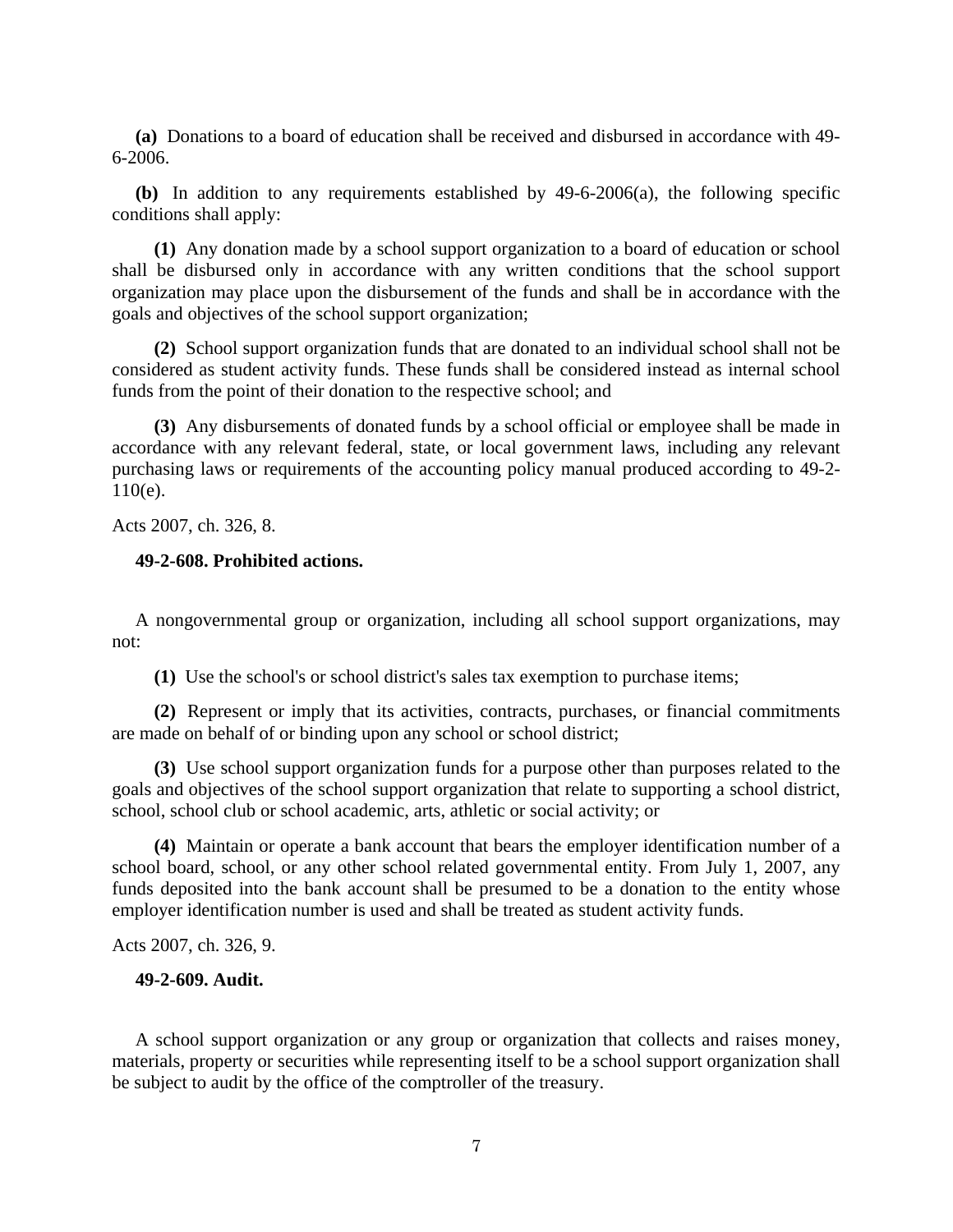**(a)** Donations to a board of education shall be received and disbursed in accordance with 49-6-2006.

**(b)** In addition to any requirements established by 49-6-2006(a), the following specific conditions shall apply:

**(1)** Any donation made by a school support organization to a board of education or school shall be disbursed only in accordance with any written conditions that the school support organization may place upon the disbursement of the funds and shall be in accordance with the goals and objectives of the school support organization;

**(2)** School support organization funds that are donated to an individual school shall not be considered as student activity funds. These funds shall be considered instead as internal school funds from the point of their donation to the respective school; and

**(3)** Any disbursements of donated funds by a school official or employee shall be made in accordance with any relevant federal, state, or local government laws, including any relevant purchasing laws or requirements of the accounting policy manual produced according to 49-2-110(e).

Acts 2007, ch. 326, 8.

**49-2-608. Prohibited actions.**

A nongovernmental group or organization, including all school support organizations, may not:

**(1)** Use the school's or school district's sales tax exemption to purchase items;

**(2)** Represent or imply that its activities, contracts, purchases, or financial commitments are made on behalf of or binding upon any school or school district;

**(3)** Use school support organization funds for a purpose other than purposes related to the goals and objectives of the school support organization that relate to supporting a school district, school, school club or school academic, arts, athletic or social activity; or

**(4)** Maintain or operate a bank account that bears the employer identification number of a school board, school, or any other school related governmental entity. From July 1, 2007, any funds deposited into the bank account shall be presumed to be a donation to the entity whose employer identification number is used and shall be treated as student activity funds.

Acts 2007, ch. 326, 9.

**49-2-609. Audit.**

A school support organization or any group or organization that collects and raises money, materials, property or securities while representing itself to be a school support organization shall be subject to audit by the office of the comptroller of the treasury.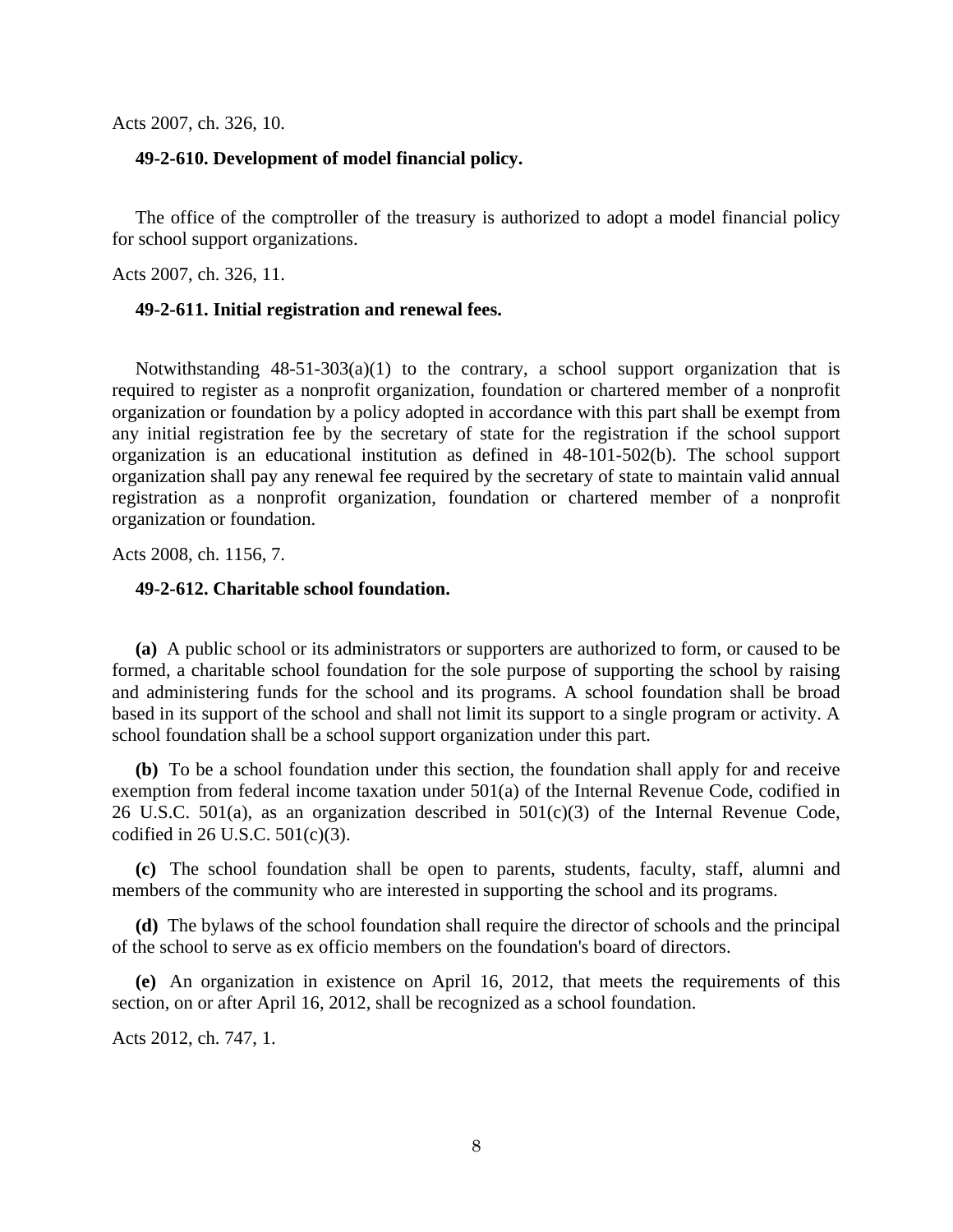Acts 2007, ch. 326, 10.

**49-2-610. Development of model financial policy.**

The office of the comptroller of the treasury is authorized to adopt a model financial policy for school support organizations.

Acts 2007, ch. 326, 11.

**49-2-611. Initial registration and renewal fees.**

Notwithstanding 48-51-303(a)(1) to the contrary, a school support organization that is required to register as a nonprofit organization, foundation or chartered member of a nonprofit organization or foundation by a policy adopted in accordance with this part shall be exempt from any initial registration fee by the secretary of state for the registration if the school support organization is an educational institution as defined in 48-101-502(b). The school support organization shall pay any renewal fee required by the secretary of state to maintain valid annual registration as a nonprofit organization, foundation or chartered member of a nonprofit organization or foundation.

Acts 2008, ch. 1156, 7.

**49-2-612. Charitable school foundation.**

**(a)** A public school or its administrators or supporters are authorized to form, or caused to be formed, a charitable school foundation for the sole purpose of supporting the school by raising and administering funds for the school and its programs. A school foundation shall be broad based in its support of the school and shall not limit its support to a single program or activity. A school foundation shall be a school support organization under this part.

**(b)** To be a school foundation under this section, the foundation shall apply for and receive exemption from federal income taxation under 501(a) of the Internal Revenue Code, codified in 26 U.S.C. 501(a), as an organization described in 501(c)(3) of the Internal Revenue Code, codified in 26 U.S.C. 501(c)(3).

**(c)** The school foundation shall be open to parents, students, faculty, staff, alumni and members of the community who are interested in supporting the school and its programs.

**(d)** The bylaws of the school foundation shall require the director of schools and the principal of the school to serve as ex officio members on the foundation's board of directors.

**(e)** An organization in existence on April 16, 2012, that meets the requirements of this section, on or after April 16, 2012, shall be recognized as a school foundation.

Acts 2012, ch. 747, 1.